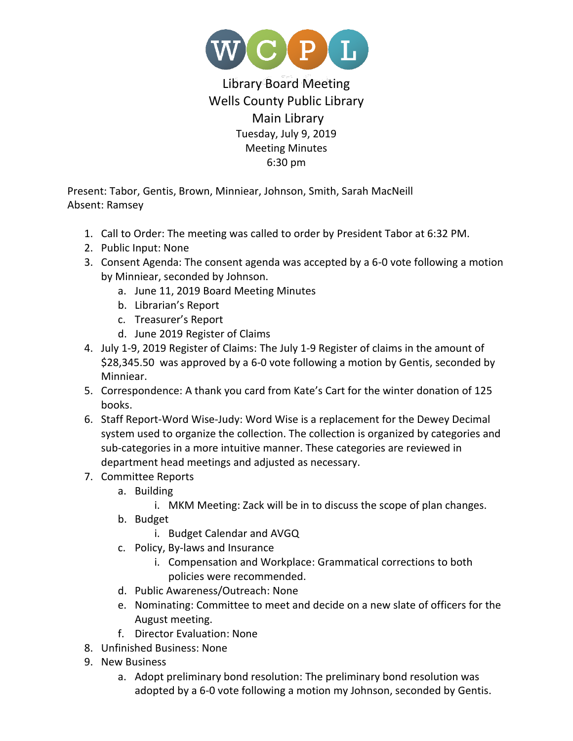WCPL

# Library Board Meeting

## Wells County Public Library

## Main Library

Tuesday, July 9, 2019

Meeting Minutes

6:30 pm

Present: Tabor, Gentis, Brown, Minniear, Johnson, Smith, Sarah MacNeill

Absent: Ramsey

1. Call to Order: The meeting was called to order by President Tabor at 6:32 PM.
2. Public Input: None
3. Consent Agenda: The consent agenda was accepted by a 6-0 vote following a motion by Minniear, seconded by Johnson.
   a. June 11, 2019 Board Meeting Minutes
   b. Librarian's Report
   c. Treasurer's Report
   d. June 2019 Register of Claims
4. July 1-9, 2019 Register of Claims: The July 1-9 Register of claims in the amount of $28,345.50 was approved by a 6-0 vote following a motion by Gentis, seconded by Minniear.
5. Correspondence: A thank you card from Kate's Cart for the winter donation of 125 books.
6. Staff Report-Word Wise-Judy: Word Wise is a replacement for the Dewey Decimal system used to organize the collection. The collection is organized by categories and sub-categories in a more intuitive manner. These categories are reviewed in department head meetings and adjusted as necessary.
7. Committee Reports
   a. Building
      i. MKM Meeting: Zack will be in to discuss the scope of plan changes.
   b. Budget
      i. Budget Calendar and AVGQ
   c. Policy, By-laws and Insurance
      i. Compensation and Workplace: Grammatical corrections to both policies were recommended.
   d. Public Awareness/Outreach: None
   e. Nominating: Committee to meet and decide on a new slate of officers for the August meeting.
   f. Director Evaluation: None
8. Unfinished Business: None
9. New Business
   a. Adopt preliminary bond resolution: The preliminary bond resolution was adopted by a 6-0 vote following a motion my Johnson, seconded by Gentis.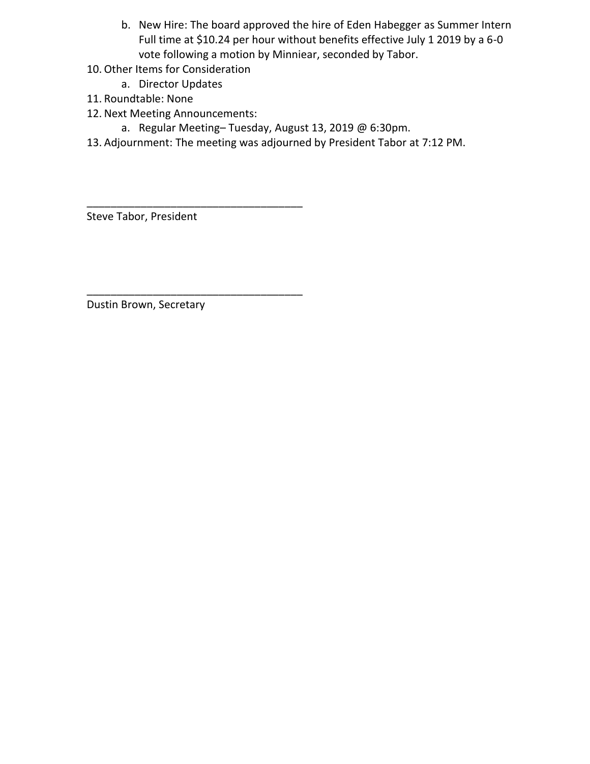b. New Hire: The board approved the hire of Eden Habegger as Summer Intern Full time at $10.24 per hour without benefits effective July 1 2019 by a 6-0 vote following a motion by Minniear, seconded by Tabor.

10. Other Items for Consideration
    a. Director Updates
11. Roundtable: None
12. Next Meeting Announcements:
    a. Regular Meeting– Tuesday, August 13, 2019 @ 6:30pm.
13. Adjournment: The meeting was adjourned by President Tabor at 7:12 PM.

\_\_\_\_\_\_\_\_\_\_\_\_\_\_\_\_\_\_\_\_\_\_\_\_\_\_\_\_\_\_\_\_\_\_\_\_

Steve Tabor, President

\_\_\_\_\_\_\_\_\_\_\_\_\_\_\_\_\_\_\_\_\_\_\_\_\_\_\_\_\_\_\_\_\_\_\_\_

Dustin Brown, Secretary